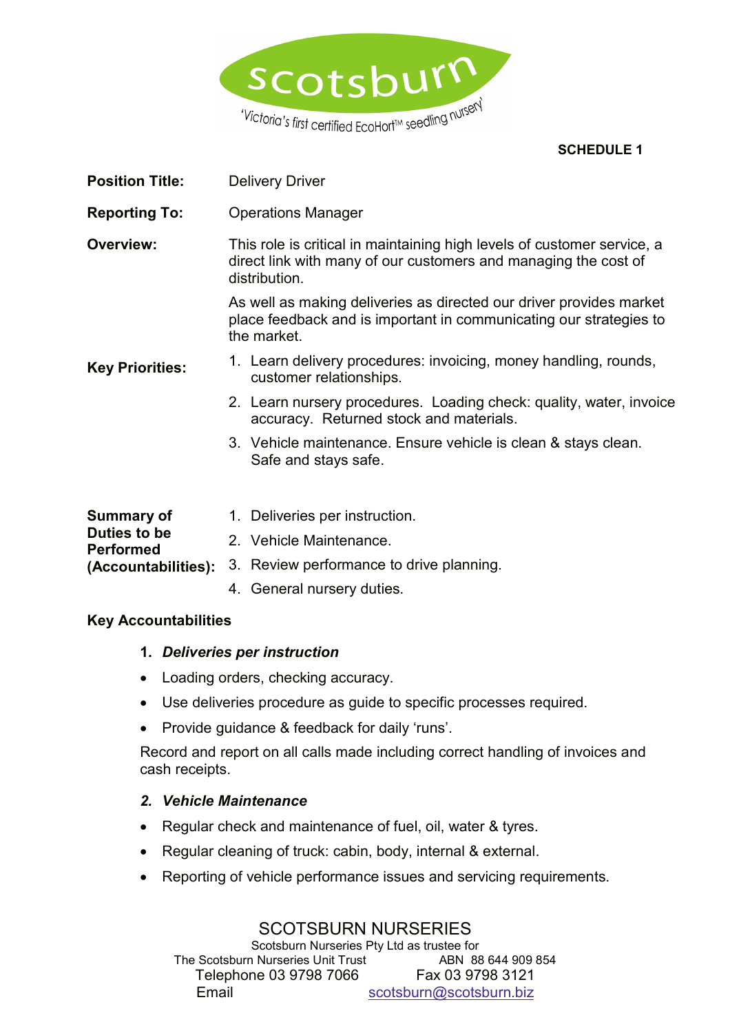scotsburn

'Victoria's first certified EcoHort™ seedling nursery'

**SCHEDULE 1**

**Position Title:** Delivery Driver

**Reporting To:** Operations Manager

**Overview:** This role is critical in maintaining high levels of customer service, a direct link with many of our customers and managing the cost of distribution.

As well as making deliveries as directed our driver provides market place feedback and is important in communicating our strategies to the market.

**Key Priorities:**

1. Learn delivery procedures: invoicing, money handling, rounds, customer relationships.
2. Learn nursery procedures. Loading check: quality, water, invoice accuracy. Returned stock and materials.
3. Vehicle maintenance. Ensure vehicle is clean & stays clean. Safe and stays safe.

**Summary of Duties to be Performed (Accountabilities):**

1. Deliveries per instruction.
2. Vehicle Maintenance.
3. Review performance to drive planning.
4. General nursery duties.

**Key Accountabilities**

1. ***Deliveries per instruction***

- Loading orders, checking accuracy.
- Use deliveries procedure as guide to specific processes required.
- Provide guidance & feedback for daily 'runs'.

Record and report on all calls made including correct handling of invoices and cash receipts.

2. ***Vehicle Maintenance***

- Regular check and maintenance of fuel, oil, water & tyres.
- Regular cleaning of truck: cabin, body, internal & external.
- Reporting of vehicle performance issues and servicing requirements.

SCOTSBURN NURSERIES
Scotsburn Nurseries Pty Ltd as trustee for
The Scotsburn Nurseries Unit Trust ABN 88 644 909 854
Telephone 03 9798 7066 Fax 03 9798 3121
Email scotsburn@scotsburn.biz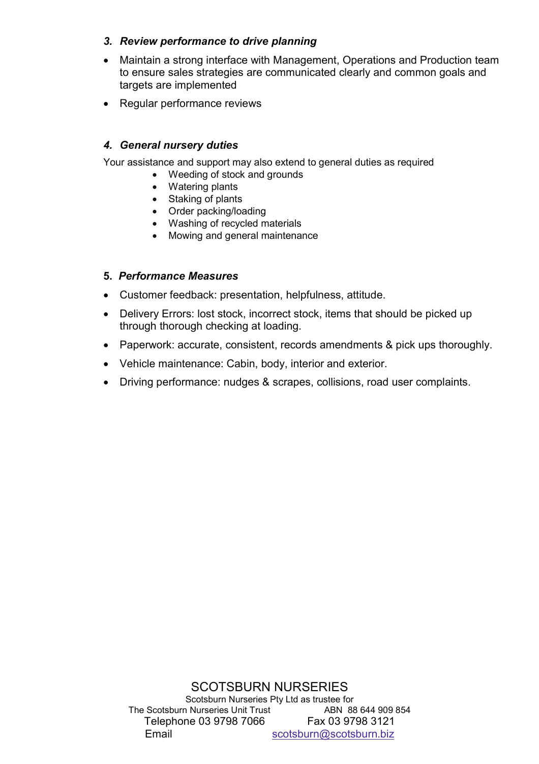### *3. Review performance to drive planning*

- Maintain a strong interface with Management, Operations and Production team to ensure sales strategies are communicated clearly and common goals and targets are implemented
- Regular performance reviews

### *4. General nursery duties*

Your assistance and support may also extend to general duties as required

- Weeding of stock and grounds
- Watering plants
- Staking of plants
- Order packing/loading
- Washing of recycled materials
- Mowing and general maintenance

### 5. *Performance Measures*

- Customer feedback: presentation, helpfulness, attitude.
- Delivery Errors: lost stock, incorrect stock, items that should be picked up through thorough checking at loading.
- Paperwork: accurate, consistent, records amendments & pick ups thoroughly.
- Vehicle maintenance: Cabin, body, interior and exterior.
- Driving performance: nudges & scrapes, collisions, road user complaints.